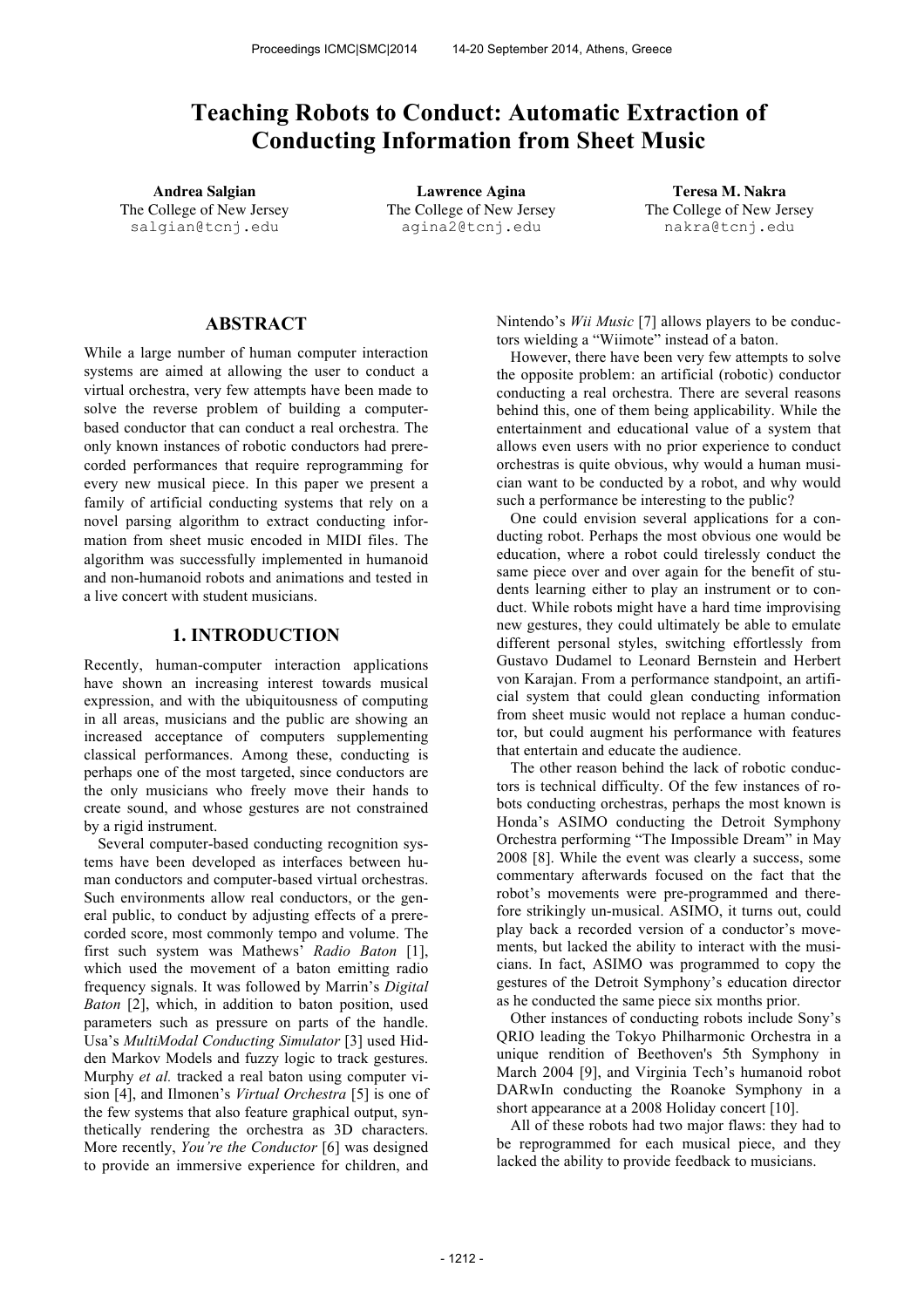# Teaching Robots to Conduct: Automatic Extraction of Conducting Information from Sheet Music

**Andrea Salgian**
The College of New Jersey
salgian@tcnj.edu

**Lawrence Agina**
The College of New Jersey
agina2@tcnj.edu

**Teresa M. Nakra**
The College of New Jersey
nakra@tcnj.edu

## ABSTRACT

While a large number of human computer interaction systems are aimed at allowing the user to conduct a virtual orchestra, very few attempts have been made to solve the reverse problem of building a computer-based conductor that can conduct a real orchestra. The only known instances of robotic conductors had prerecorded performances that require reprogramming for every new musical piece. In this paper we present a family of artificial conducting systems that rely on a novel parsing algorithm to extract conducting information from sheet music encoded in MIDI files. The algorithm was successfully implemented in humanoid and non-humanoid robots and animations and tested in a live concert with student musicians.

## 1. INTRODUCTION

Recently, human-computer interaction applications have shown an increasing interest towards musical expression, and with the ubiquitousness of computing in all areas, musicians and the public are showing an increased acceptance of computers supplementing classical performances. Among these, conducting is perhaps one of the most targeted, since conductors are the only musicians who freely move their hands to create sound, and whose gestures are not constrained by a rigid instrument.

Several computer-based conducting recognition systems have been developed as interfaces between human conductors and computer-based virtual orchestras. Such environments allow real conductors, or the general public, to conduct by adjusting effects of a prerecorded score, most commonly tempo and volume. The first such system was Mathews' *Radio Baton* [1], which used the movement of a baton emitting radio frequency signals. It was followed by Marrin's *Digital Baton* [2], which, in addition to baton position, used parameters such as pressure on parts of the handle. Usa's *MultiModal Conducting Simulator* [3] used Hidden Markov Models and fuzzy logic to track gestures. Murphy *et al.* tracked a real baton using computer vision [4], and Ilmonen's *Virtual Orchestra* [5] is one of the few systems that also feature graphical output, synthetically rendering the orchestra as 3D characters. More recently, *You're the Conductor* [6] was designed to provide an immersive experience for children, and Nintendo's *Wii Music* [7] allows players to be conductors wielding a "Wiimote" instead of a baton.

However, there have been very few attempts to solve the opposite problem: an artificial (robotic) conductor conducting a real orchestra. There are several reasons behind this, one of them being applicability. While the entertainment and educational value of a system that allows even users with no prior experience to conduct orchestras is quite obvious, why would a human musician want to be conducted by a robot, and why would such a performance be interesting to the public?

One could envision several applications for a conducting robot. Perhaps the most obvious one would be education, where a robot could tirelessly conduct the same piece over and over again for the benefit of students learning either to play an instrument or to conduct. While robots might have a hard time improvising new gestures, they could ultimately be able to emulate different personal styles, switching effortlessly from Gustavo Dudamel to Leonard Bernstein and Herbert von Karajan. From a performance standpoint, an artificial system that could glean conducting information from sheet music would not replace a human conductor, but could augment his performance with features that entertain and educate the audience.

The other reason behind the lack of robotic conductors is technical difficulty. Of the few instances of robots conducting orchestras, perhaps the most known is Honda's ASIMO conducting the Detroit Symphony Orchestra performing "The Impossible Dream" in May 2008 [8]. While the event was clearly a success, some commentary afterwards focused on the fact that the robot's movements were pre-programmed and therefore strikingly un-musical. ASIMO, it turns out, could play back a recorded version of a conductor's movements, but lacked the ability to interact with the musicians. In fact, ASIMO was programmed to copy the gestures of the Detroit Symphony's education director as he conducted the same piece six months prior.

Other instances of conducting robots include Sony's QRIO leading the Tokyo Philharmonic Orchestra in a unique rendition of Beethoven's 5th Symphony in March 2004 [9], and Virginia Tech's humanoid robot DARwIn conducting the Roanoke Symphony in a short appearance at a 2008 Holiday concert [10].

All of these robots had two major flaws: they had to be reprogrammed for each musical piece, and they lacked the ability to provide feedback to musicians.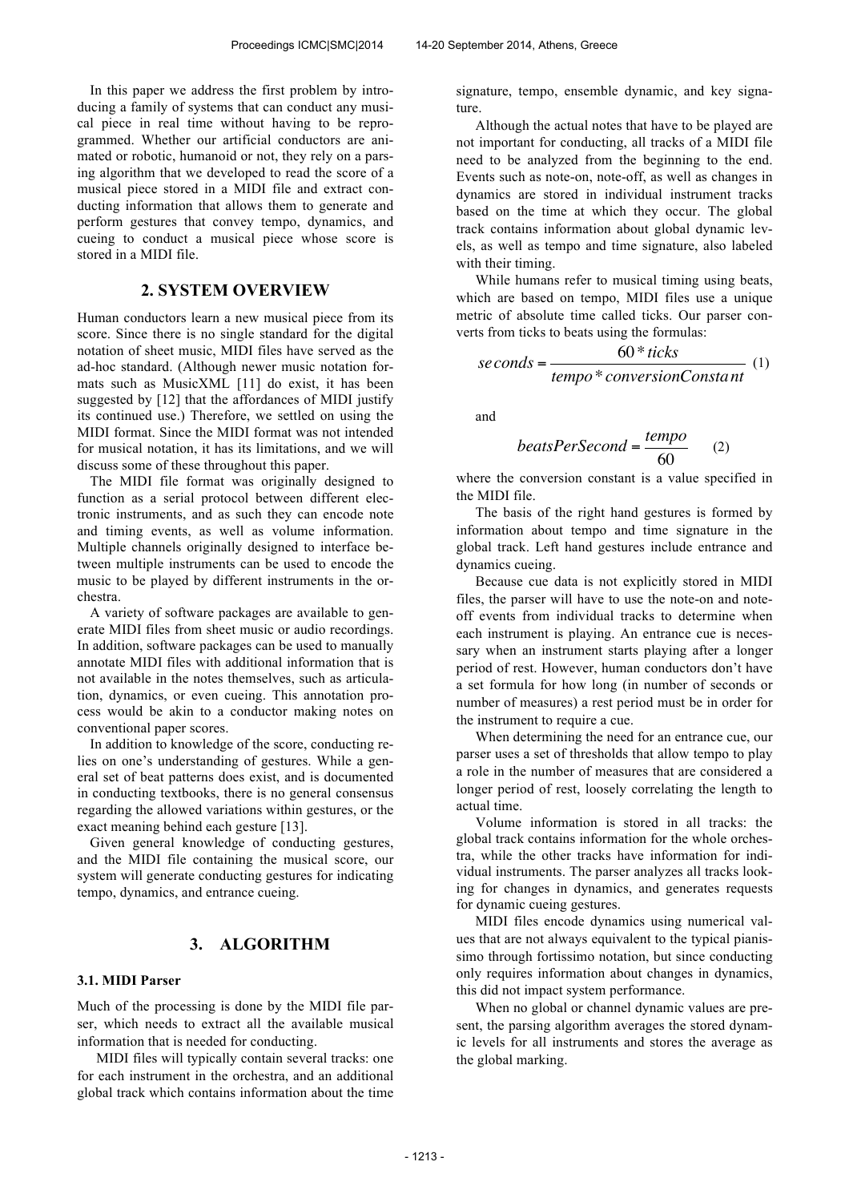In this paper we address the first problem by introducing a family of systems that can conduct any musical piece in real time without having to be reprogrammed. Whether our artificial conductors are animated or robotic, humanoid or not, they rely on a parsing algorithm that we developed to read the score of a musical piece stored in a MIDI file and extract conducting information that allows them to generate and perform gestures that convey tempo, dynamics, and cueing to conduct a musical piece whose score is stored in a MIDI file.

## 2. SYSTEM OVERVIEW

Human conductors learn a new musical piece from its score. Since there is no single standard for the digital notation of sheet music, MIDI files have served as the ad-hoc standard. (Although newer music notation formats such as MusicXML [11] do exist, it has been suggested by [12] that the affordances of MIDI justify its continued use.) Therefore, we settled on using the MIDI format. Since the MIDI format was not intended for musical notation, it has its limitations, and we will discuss some of these throughout this paper.

The MIDI file format was originally designed to function as a serial protocol between different electronic instruments, and as such they can encode note and timing events, as well as volume information. Multiple channels originally designed to interface between multiple instruments can be used to encode the music to be played by different instruments in the orchestra.

A variety of software packages are available to generate MIDI files from sheet music or audio recordings. In addition, software packages can be used to manually annotate MIDI files with additional information that is not available in the notes themselves, such as articulation, dynamics, or even cueing. This annotation process would be akin to a conductor making notes on conventional paper scores.

In addition to knowledge of the score, conducting relies on one's understanding of gestures. While a general set of beat patterns does exist, and is documented in conducting textbooks, there is no general consensus regarding the allowed variations within gestures, or the exact meaning behind each gesture [13].

Given general knowledge of conducting gestures, and the MIDI file containing the musical score, our system will generate conducting gestures for indicating tempo, dynamics, and entrance cueing.

## 3. ALGORITHM

### 3.1. MIDI Parser

Much of the processing is done by the MIDI file parser, which needs to extract all the available musical information that is needed for conducting.

MIDI files will typically contain several tracks: one for each instrument in the orchestra, and an additional global track which contains information about the time signature, tempo, ensemble dynamic, and key signature.

Although the actual notes that have to be played are not important for conducting, all tracks of a MIDI file need to be analyzed from the beginning to the end. Events such as note-on, note-off, as well as changes in dynamics are stored in individual instrument tracks based on the time at which they occur. The global track contains information about global dynamic levels, as well as tempo and time signature, also labeled with their timing.

While humans refer to musical timing using beats, which are based on tempo, MIDI files use a unique metric of absolute time called ticks. Our parser converts from ticks to beats using the formulas:

$$seconds = \frac{60 * ticks}{tempo * conversionConstant} \quad (1)$$

and

$$beatsPerSecond = \frac{tempo}{60} \quad (2)$$

where the conversion constant is a value specified in the MIDI file.

The basis of the right hand gestures is formed by information about tempo and time signature in the global track. Left hand gestures include entrance and dynamics cueing.

Because cue data is not explicitly stored in MIDI files, the parser will have to use the note-on and note-off events from individual tracks to determine when each instrument is playing. An entrance cue is necessary when an instrument starts playing after a longer period of rest. However, human conductors don't have a set formula for how long (in number of seconds or number of measures) a rest period must be in order for the instrument to require a cue.

When determining the need for an entrance cue, our parser uses a set of thresholds that allow tempo to play a role in the number of measures that are considered a longer period of rest, loosely correlating the length to actual time.

Volume information is stored in all tracks: the global track contains information for the whole orchestra, while the other tracks have information for individual instruments. The parser analyzes all tracks looking for changes in dynamics, and generates requests for dynamic cueing gestures.

MIDI files encode dynamics using numerical values that are not always equivalent to the typical pianissimo through fortissimo notation, but since conducting only requires information about changes in dynamics, this did not impact system performance.

When no global or channel dynamic values are present, the parsing algorithm averages the stored dynamic levels for all instruments and stores the average as the global marking.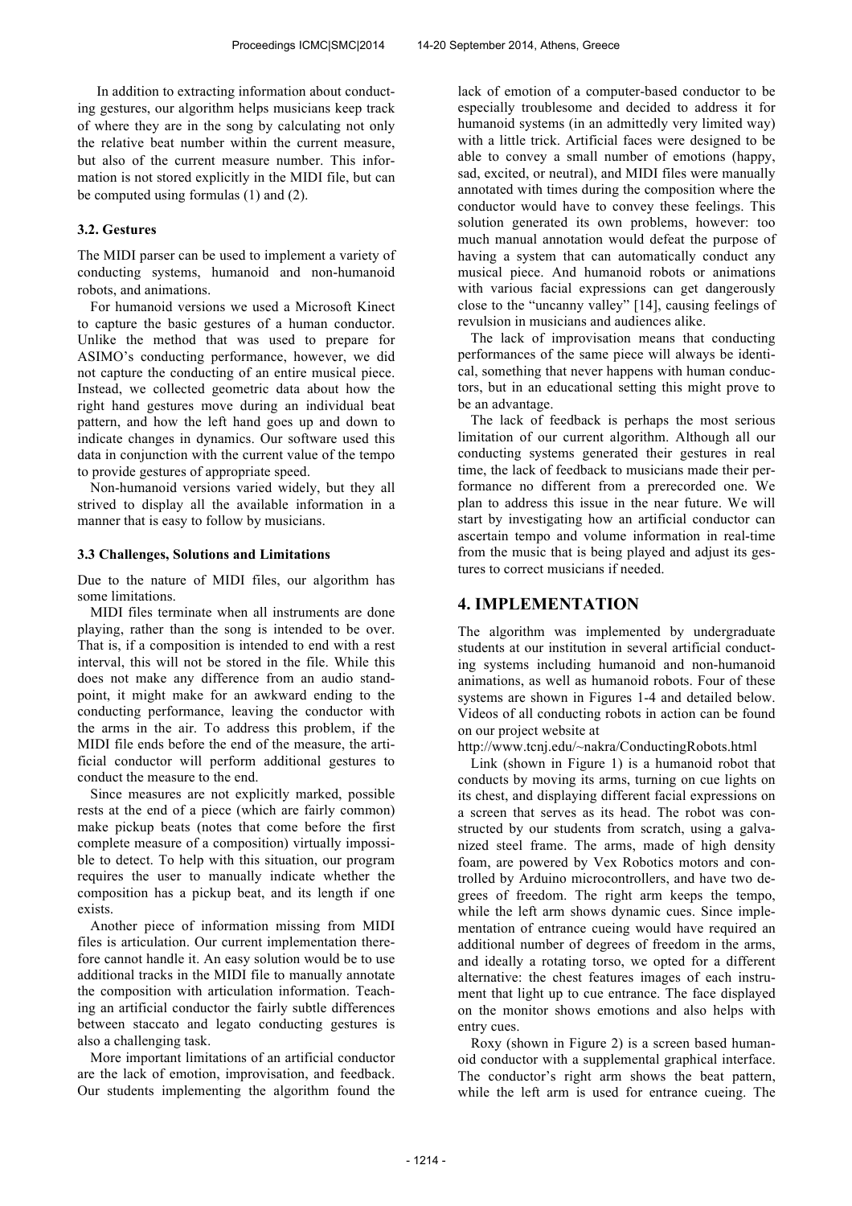In addition to extracting information about conducting gestures, our algorithm helps musicians keep track of where they are in the song by calculating not only the relative beat number within the current measure, but also of the current measure number. This information is not stored explicitly in the MIDI file, but can be computed using formulas (1) and (2).

### 3.2. Gestures

The MIDI parser can be used to implement a variety of conducting systems, humanoid and non-humanoid robots, and animations.

For humanoid versions we used a Microsoft Kinect to capture the basic gestures of a human conductor. Unlike the method that was used to prepare for ASIMO's conducting performance, however, we did not capture the conducting of an entire musical piece. Instead, we collected geometric data about how the right hand gestures move during an individual beat pattern, and how the left hand goes up and down to indicate changes in dynamics. Our software used this data in conjunction with the current value of the tempo to provide gestures of appropriate speed.

Non-humanoid versions varied widely, but they all strived to display all the available information in a manner that is easy to follow by musicians.

### 3.3 Challenges, Solutions and Limitations

Due to the nature of MIDI files, our algorithm has some limitations.

MIDI files terminate when all instruments are done playing, rather than the song is intended to be over. That is, if a composition is intended to end with a rest interval, this will not be stored in the file. While this does not make any difference from an audio standpoint, it might make for an awkward ending to the conducting performance, leaving the conductor with the arms in the air. To address this problem, if the MIDI file ends before the end of the measure, the artificial conductor will perform additional gestures to conduct the measure to the end.

Since measures are not explicitly marked, possible rests at the end of a piece (which are fairly common) make pickup beats (notes that come before the first complete measure of a composition) virtually impossible to detect. To help with this situation, our program requires the user to manually indicate whether the composition has a pickup beat, and its length if one exists.

Another piece of information missing from MIDI files is articulation. Our current implementation therefore cannot handle it. An easy solution would be to use additional tracks in the MIDI file to manually annotate the composition with articulation information. Teaching an artificial conductor the fairly subtle differences between staccato and legato conducting gestures is also a challenging task.

More important limitations of an artificial conductor are the lack of emotion, improvisation, and feedback. Our students implementing the algorithm found the lack of emotion of a computer-based conductor to be especially troublesome and decided to address it for humanoid systems (in an admittedly very limited way) with a little trick. Artificial faces were designed to be able to convey a small number of emotions (happy, sad, excited, or neutral), and MIDI files were manually annotated with times during the composition where the conductor would have to convey these feelings. This solution generated its own problems, however: too much manual annotation would defeat the purpose of having a system that can automatically conduct any musical piece. And humanoid robots or animations with various facial expressions can get dangerously close to the "uncanny valley" [14], causing feelings of revulsion in musicians and audiences alike.

The lack of improvisation means that conducting performances of the same piece will always be identical, something that never happens with human conductors, but in an educational setting this might prove to be an advantage.

The lack of feedback is perhaps the most serious limitation of our current algorithm. Although all our conducting systems generated their gestures in real time, the lack of feedback to musicians made their performance no different from a prerecorded one. We plan to address this issue in the near future. We will start by investigating how an artificial conductor can ascertain tempo and volume information in real-time from the music that is being played and adjust its gestures to correct musicians if needed.

## 4. IMPLEMENTATION

The algorithm was implemented by undergraduate students at our institution in several artificial conducting systems including humanoid and non-humanoid animations, as well as humanoid robots. Four of these systems are shown in Figures 1-4 and detailed below. Videos of all conducting robots in action can be found on our project website at
http://www.tcnj.edu/~nakra/ConductingRobots.html

Link (shown in Figure 1) is a humanoid robot that conducts by moving its arms, turning on cue lights on its chest, and displaying different facial expressions on a screen that serves as its head. The robot was constructed by our students from scratch, using a galvanized steel frame. The arms, made of high density foam, are powered by Vex Robotics motors and controlled by Arduino microcontrollers, and have two degrees of freedom. The right arm keeps the tempo, while the left arm shows dynamic cues. Since implementation of entrance cueing would have required an additional number of degrees of freedom in the arms, and ideally a rotating torso, we opted for a different alternative: the chest features images of each instrument that light up to cue entrance. The face displayed on the monitor shows emotions and also helps with entry cues.

Roxy (shown in Figure 2) is a screen based humanoid conductor with a supplemental graphical interface. The conductor's right arm shows the beat pattern, while the left arm is used for entrance cueing. The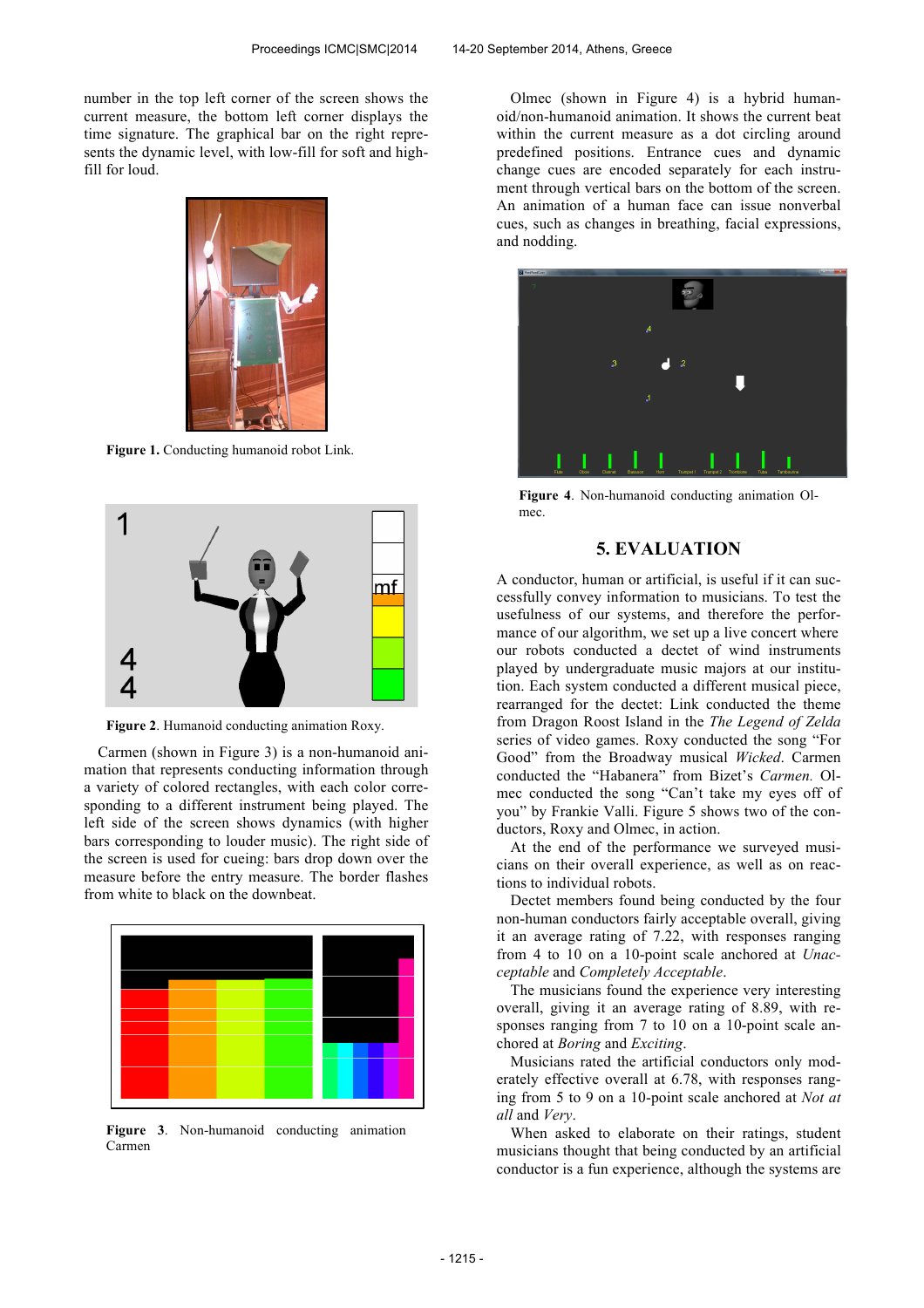number in the top left corner of the screen shows the current measure, the bottom left corner displays the time signature. The graphical bar on the right represents the dynamic level, with low-fill for soft and high-fill for loud.

**Figure 1.** Conducting humanoid robot Link.

**Figure 2**. Humanoid conducting animation Roxy.

Carmen (shown in Figure 3) is a non-humanoid animation that represents conducting information through a variety of colored rectangles, with each color corresponding to a different instrument being played. The left side of the screen shows dynamics (with higher bars corresponding to louder music). The right side of the screen is used for cueing: bars drop down over the measure before the entry measure. The border flashes from white to black on the downbeat.

**Figure 3**. Non-humanoid conducting animation Carmen

Olmec (shown in Figure 4) is a hybrid humanoid/non-humanoid animation. It shows the current beat within the current measure as a dot circling around predefined positions. Entrance cues and dynamic change cues are encoded separately for each instrument through vertical bars on the bottom of the screen. An animation of a human face can issue nonverbal cues, such as changes in breathing, facial expressions, and nodding.

**Figure 4**. Non-humanoid conducting animation Olmec.

## 5. EVALUATION

A conductor, human or artificial, is useful if it can successfully convey information to musicians. To test the usefulness of our systems, and therefore the performance of our algorithm, we set up a live concert where our robots conducted a dectet of wind instruments played by undergraduate music majors at our institution. Each system conducted a different musical piece, rearranged for the dectet: Link conducted the theme from Dragon Roost Island in the *The Legend of Zelda* series of video games. Roxy conducted the song "For Good" from the Broadway musical *Wicked*. Carmen conducted the "Habanera" from Bizet's *Carmen*. Olmec conducted the song "Can't take my eyes off of you" by Frankie Valli. Figure 5 shows two of the conductors, Roxy and Olmec, in action.

At the end of the performance we surveyed musicians on their overall experience, as well as on reactions to individual robots.

Dectet members found being conducted by the four non-human conductors fairly acceptable overall, giving it an average rating of 7.22, with responses ranging from 4 to 10 on a 10-point scale anchored at *Unacceptable* and *Completely Acceptable*.

The musicians found the experience very interesting overall, giving it an average rating of 8.89, with responses ranging from 7 to 10 on a 10-point scale anchored at *Boring* and *Exciting*.

Musicians rated the artificial conductors only moderately effective overall at 6.78, with responses ranging from 5 to 9 on a 10-point scale anchored at *Not at all* and *Very*.

When asked to elaborate on their ratings, student musicians thought that being conducted by an artificial conductor is a fun experience, although the systems are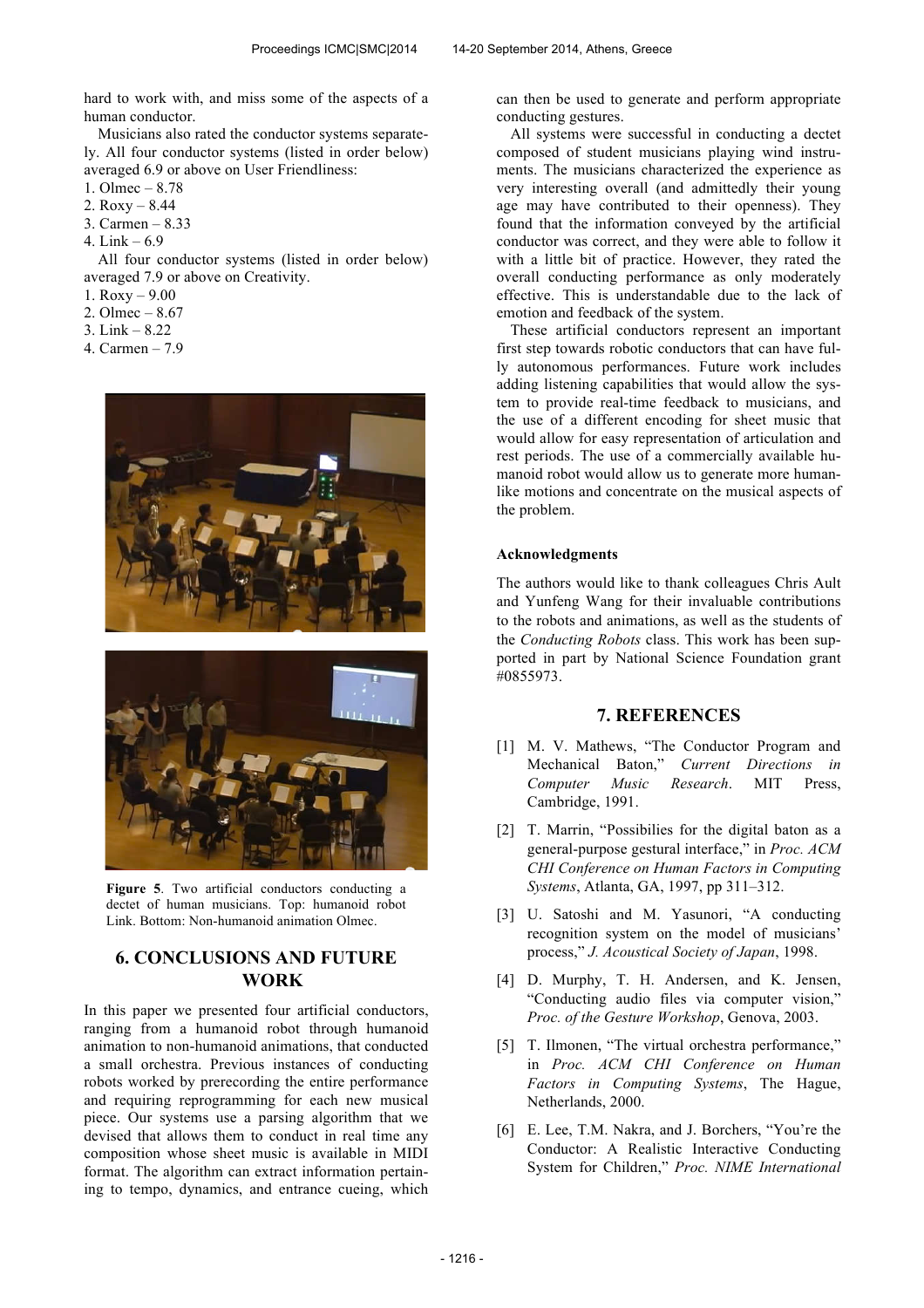hard to work with, and miss some of the aspects of a human conductor.

Musicians also rated the conductor systems separately. All four conductor systems (listed in order below) averaged 6.9 or above on User Friendliness:

1. Olmec – 8.78
2. Roxy – 8.44
3. Carmen – 8.33
4. Link – 6.9

All four conductor systems (listed in order below) averaged 7.9 or above on Creativity.

1. Roxy – 9.00
2. Olmec – 8.67
3. Link – 8.22
4. Carmen – 7.9

**Figure 5**. Two artificial conductors conducting a dectet of human musicians. Top: humanoid robot Link. Bottom: Non-humanoid animation Olmec.

## 6. CONCLUSIONS AND FUTURE WORK

In this paper we presented four artificial conductors, ranging from a humanoid robot through humanoid animation to non-humanoid animations, that conducted a small orchestra. Previous instances of conducting robots worked by prerecording the entire performance and requiring reprogramming for each new musical piece. Our systems use a parsing algorithm that we devised that allows them to conduct in real time any composition whose sheet music is available in MIDI format. The algorithm can extract information pertaining to tempo, dynamics, and entrance cueing, which can then be used to generate and perform appropriate conducting gestures.

All systems were successful in conducting a dectet composed of student musicians playing wind instruments. The musicians characterized the experience as very interesting overall (and admittedly their young age may have contributed to their openness). They found that the information conveyed by the artificial conductor was correct, and they were able to follow it with a little bit of practice. However, they rated the overall conducting performance as only moderately effective. This is understandable due to the lack of emotion and feedback of the system.

These artificial conductors represent an important first step towards robotic conductors that can have fully autonomous performances. Future work includes adding listening capabilities that would allow the system to provide real-time feedback to musicians, and the use of a different encoding for sheet music that would allow for easy representation of articulation and rest periods. The use of a commercially available humanoid robot would allow us to generate more human-like motions and concentrate on the musical aspects of the problem.

### Acknowledgments

The authors would like to thank colleagues Chris Ault and Yunfeng Wang for their invaluable contributions to the robots and animations, as well as the students of the *Conducting Robots* class. This work has been supported in part by National Science Foundation grant #0855973.

## 7. REFERENCES

[1] M. V. Mathews, "The Conductor Program and Mechanical Baton," *Current Directions in Computer Music Research*. MIT Press, Cambridge, 1991.

[2] T. Marrin, "Possibilies for the digital baton as a general-purpose gestural interface," in *Proc. ACM CHI Conference on Human Factors in Computing Systems*, Atlanta, GA, 1997, pp 311–312.

[3] U. Satoshi and M. Yasunori, "A conducting recognition system on the model of musicians' process," *J. Acoustical Society of Japan*, 1998.

[4] D. Murphy, T. H. Andersen, and K. Jensen, "Conducting audio files via computer vision," *Proc. of the Gesture Workshop*, Genova, 2003.

[5] T. Ilmonen, "The virtual orchestra performance," in *Proc. ACM CHI Conference on Human Factors in Computing Systems*, The Hague, Netherlands, 2000.

[6] E. Lee, T.M. Nakra, and J. Borchers, "You're the Conductor: A Realistic Interactive Conducting System for Children," *Proc. NIME International*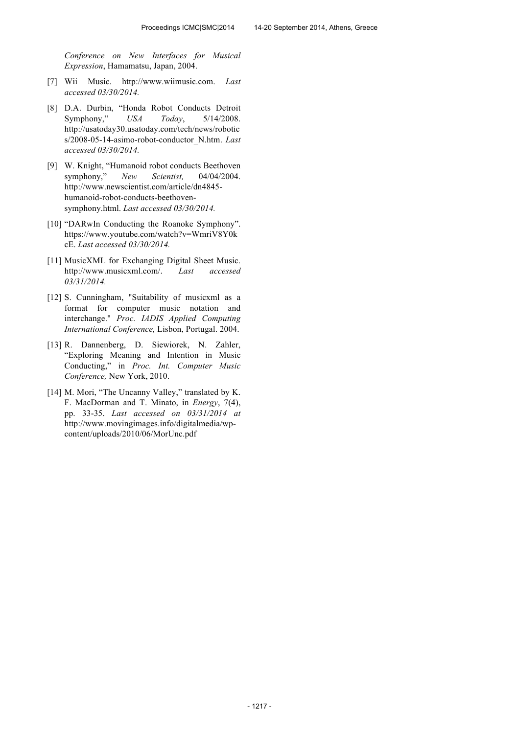*Conference on New Interfaces for Musical Expression*, Hamamatsu, Japan, 2004.

[7] Wii Music. http://www.wiimusic.com. *Last accessed 03/30/2014.*

[8] D.A. Durbin, "Honda Robot Conducts Detroit Symphony," *USA Today*, 5/14/2008. http://usatoday30.usatoday.com/tech/news/robotics/2008-05-14-asimo-robot-conductor_N.htm. *Last accessed 03/30/2014.*

[9] W. Knight, "Humanoid robot conducts Beethoven symphony," *New Scientist,* 04/04/2004. http://www.newscientist.com/article/dn4845-humanoid-robot-conducts-beethoven-symphony.html. *Last accessed 03/30/2014.*

[10] "DARwIn Conducting the Roanoke Symphony". https://www.youtube.com/watch?v=WmriV8Y0kcE. *Last accessed 03/30/2014.*

[11] MusicXML for Exchanging Digital Sheet Music. http://www.musicxml.com/. *Last accessed 03/31/2014.*

[12] S. Cunningham, "Suitability of musicxml as a format for computer music notation and interchange." *Proc. IADIS Applied Computing International Conference,* Lisbon, Portugal. 2004.

[13] R. Dannenberg, D. Siewiorek, N. Zahler, "Exploring Meaning and Intention in Music Conducting," in *Proc. Int. Computer Music Conference,* New York, 2010.

[14] M. Mori, "The Uncanny Valley," translated by K. F. MacDorman and T. Minato, in *Energy*, 7(4), pp. 33-35. *Last accessed on 03/31/2014 at* http://www.movingimages.info/digitalmedia/wp-content/uploads/2010/06/MorUnc.pdf